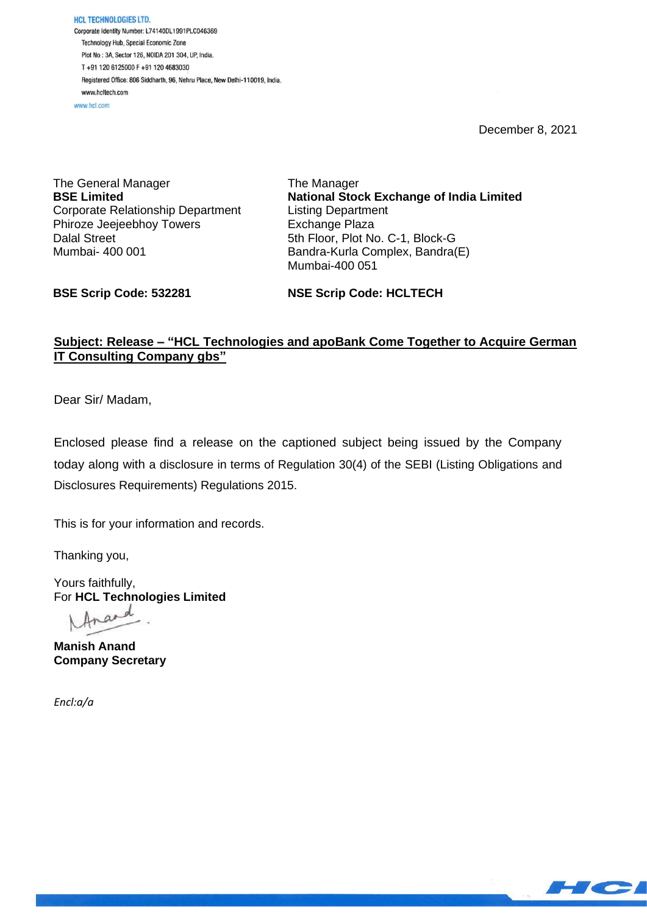**HCL TECHNOLOGIES LTD.**
Corporate Identity Number: L74140DL1991PLC046369
Technology Hub, Special Economic Zone
Plot No : 3A, Sector 126, NOIDA 201 304, UP, India.
T +91 120 6125000 F +91 120 4683030
Registered Office: 806 Siddharth, 96, Nehru Place, New Delhi-110019, India.
www.hcltech.com
www.hcl.com

December 8, 2021

The General Manager
**BSE Limited**
Corporate Relationship Department
Phiroze Jeejeebhoy Towers
Dalal Street
Mumbai- 400 001

**BSE Scrip Code: 532281**

The Manager
**National Stock Exchange of India Limited**
Listing Department
Exchange Plaza
5th Floor, Plot No. C-1, Block-G
Bandra-Kurla Complex, Bandra(E)
Mumbai-400 051

**NSE Scrip Code: HCLTECH**

**Subject: Release – "HCL Technologies and apoBank Come Together to Acquire German IT Consulting Company gbs"**

Dear Sir/ Madam,

Enclosed please find a release on the captioned subject being issued by the Company today along with a disclosure in terms of Regulation 30(4) of the SEBI (Listing Obligations and Disclosures Requirements) Regulations 2015.

This is for your information and records.

Thanking you,

Yours faithfully,
For **HCL Technologies Limited**

**Manish Anand**
**Company Secretary**

*Encl:a/a*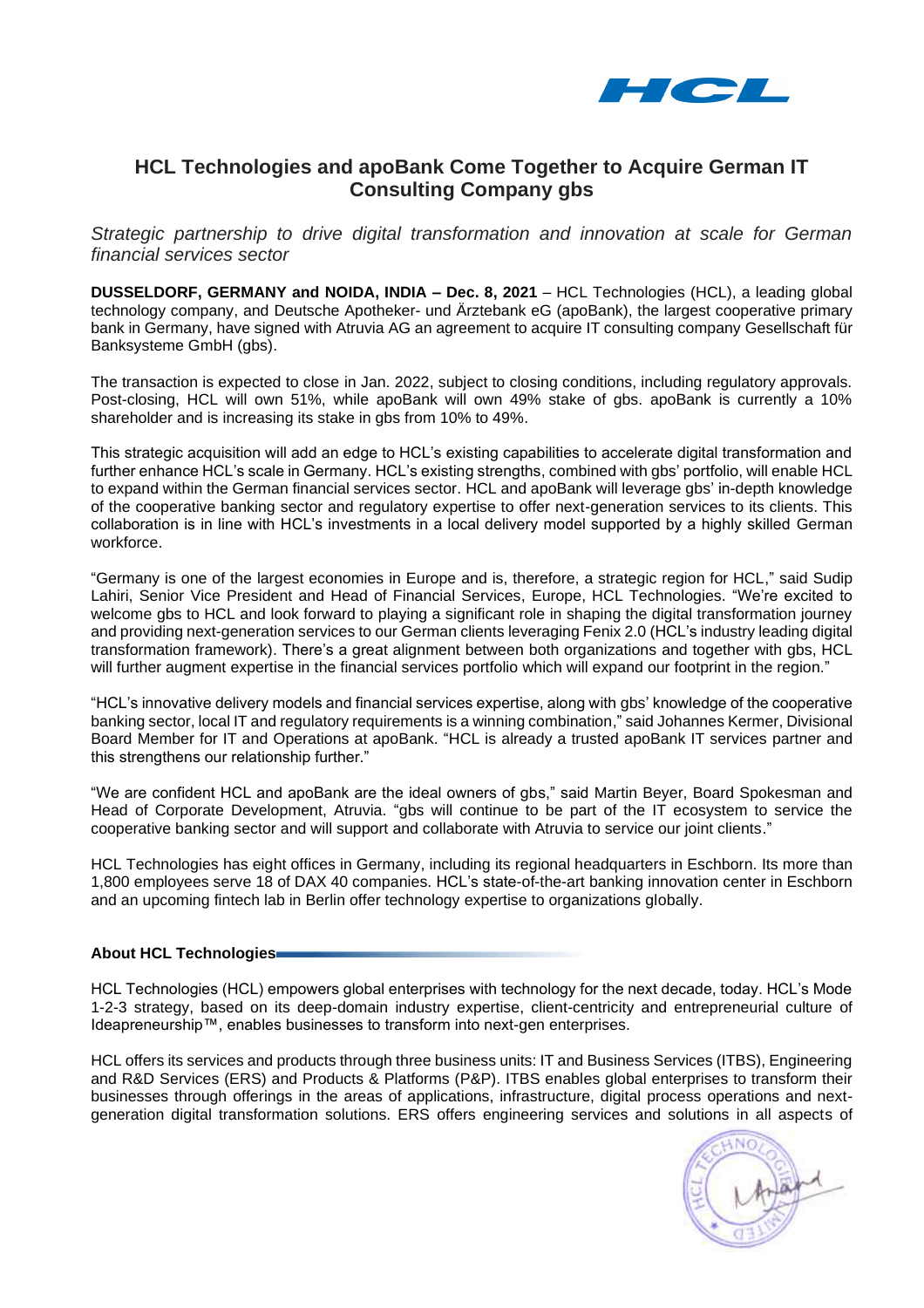# HCL Technologies and apoBank Come Together to Acquire German IT Consulting Company gbs

*Strategic partnership to drive digital transformation and innovation at scale for German financial services sector*

**DUSSELDORF, GERMANY and NOIDA, INDIA – Dec. 8, 2021** – HCL Technologies (HCL), a leading global technology company, and Deutsche Apotheker- und Ärztebank eG (apoBank), the largest cooperative primary bank in Germany, have signed with Atruvia AG an agreement to acquire IT consulting company Gesellschaft für Banksysteme GmbH (gbs).

The transaction is expected to close in Jan. 2022, subject to closing conditions, including regulatory approvals. Post-closing, HCL will own 51%, while apoBank will own 49% stake of gbs. apoBank is currently a 10% shareholder and is increasing its stake in gbs from 10% to 49%.

This strategic acquisition will add an edge to HCL's existing capabilities to accelerate digital transformation and further enhance HCL's scale in Germany. HCL's existing strengths, combined with gbs' portfolio, will enable HCL to expand within the German financial services sector. HCL and apoBank will leverage gbs' in-depth knowledge of the cooperative banking sector and regulatory expertise to offer next-generation services to its clients. This collaboration is in line with HCL's investments in a local delivery model supported by a highly skilled German workforce.

"Germany is one of the largest economies in Europe and is, therefore, a strategic region for HCL," said Sudip Lahiri, Senior Vice President and Head of Financial Services, Europe, HCL Technologies. "We're excited to welcome gbs to HCL and look forward to playing a significant role in shaping the digital transformation journey and providing next-generation services to our German clients leveraging Fenix 2.0 (HCL's industry leading digital transformation framework). There's a great alignment between both organizations and together with gbs, HCL will further augment expertise in the financial services portfolio which will expand our footprint in the region."

"HCL's innovative delivery models and financial services expertise, along with gbs' knowledge of the cooperative banking sector, local IT and regulatory requirements is a winning combination," said Johannes Kermer, Divisional Board Member for IT and Operations at apoBank. "HCL is already a trusted apoBank IT services partner and this strengthens our relationship further."

"We are confident HCL and apoBank are the ideal owners of gbs," said Martin Beyer, Board Spokesman and Head of Corporate Development, Atruvia. "gbs will continue to be part of the IT ecosystem to service the cooperative banking sector and will support and collaborate with Atruvia to service our joint clients."

HCL Technologies has eight offices in Germany, including its regional headquarters in Eschborn. Its more than 1,800 employees serve 18 of DAX 40 companies. HCL's state-of-the-art banking innovation center in Eschborn and an upcoming fintech lab in Berlin offer technology expertise to organizations globally.

## About HCL Technologies

HCL Technologies (HCL) empowers global enterprises with technology for the next decade, today. HCL's Mode 1-2-3 strategy, based on its deep-domain industry expertise, client-centricity and entrepreneurial culture of Ideapreneurship™, enables businesses to transform into next-gen enterprises.

HCL offers its services and products through three business units: IT and Business Services (ITBS), Engineering and R&D Services (ERS) and Products & Platforms (P&P). ITBS enables global enterprises to transform their businesses through offerings in the areas of applications, infrastructure, digital process operations and next-generation digital transformation solutions. ERS offers engineering services and solutions in all aspects of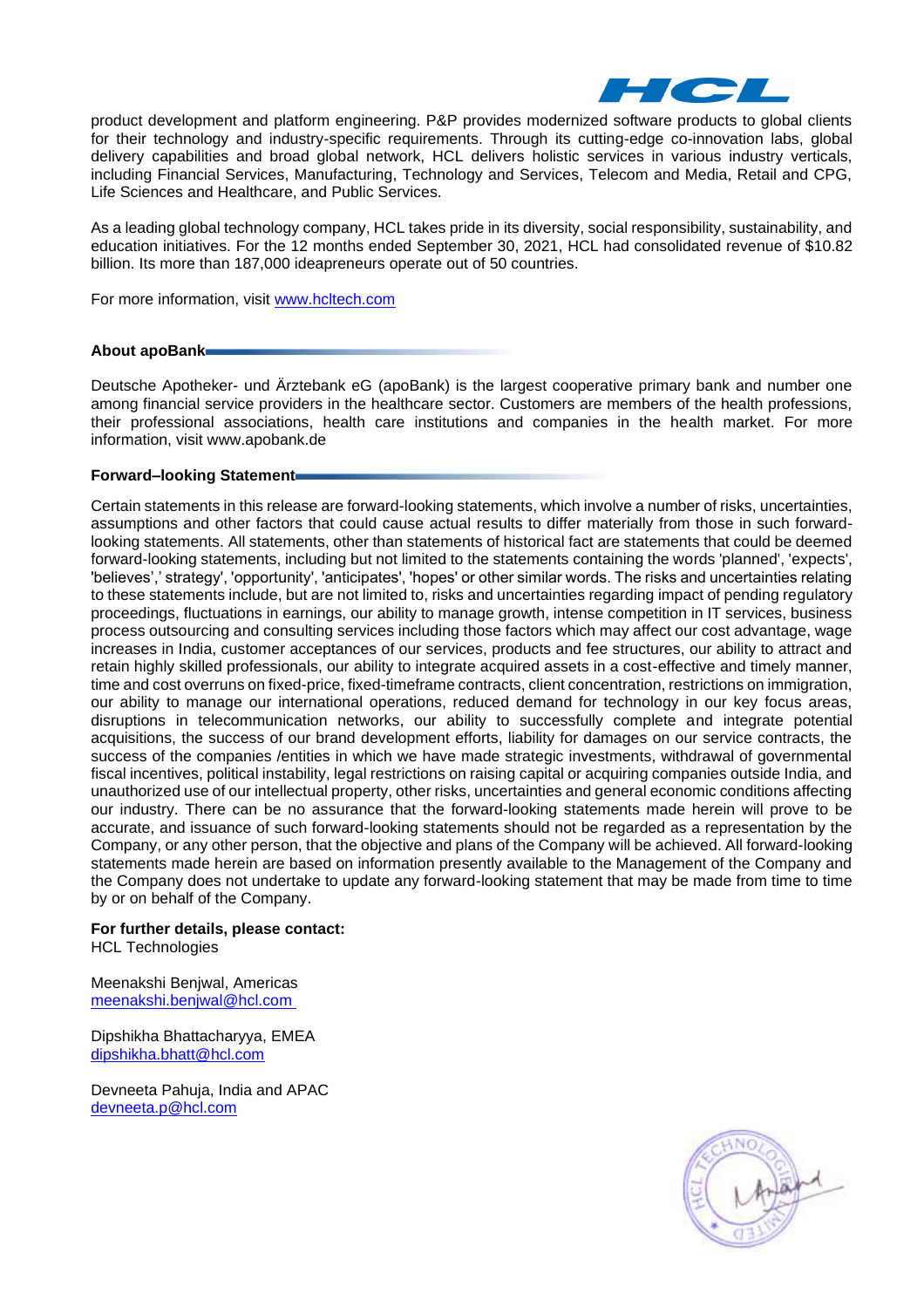product development and platform engineering. P&P provides modernized software products to global clients for their technology and industry-specific requirements. Through its cutting-edge co-innovation labs, global delivery capabilities and broad global network, HCL delivers holistic services in various industry verticals, including Financial Services, Manufacturing, Technology and Services, Telecom and Media, Retail and CPG, Life Sciences and Healthcare, and Public Services.

As a leading global technology company, HCL takes pride in its diversity, social responsibility, sustainability, and education initiatives. For the 12 months ended September 30, 2021, HCL had consolidated revenue of $10.82 billion. Its more than 187,000 ideapreneurs operate out of 50 countries.

For more information, visit [www.hcltech.com](http://www.hcltech.com)

**About apoBank**

Deutsche Apotheker- und Ärztebank eG (apoBank) is the largest cooperative primary bank and number one among financial service providers in the healthcare sector. Customers are members of the health professions, their professional associations, health care institutions and companies in the health market. For more information, visit www.apobank.de

**Forward–looking Statement**

Certain statements in this release are forward-looking statements, which involve a number of risks, uncertainties, assumptions and other factors that could cause actual results to differ materially from those in such forward-looking statements. All statements, other than statements of historical fact are statements that could be deemed forward-looking statements, including but not limited to the statements containing the words 'planned', 'expects', 'believes',' strategy', 'opportunity', 'anticipates', 'hopes' or other similar words. The risks and uncertainties relating to these statements include, but are not limited to, risks and uncertainties regarding impact of pending regulatory proceedings, fluctuations in earnings, our ability to manage growth, intense competition in IT services, business process outsourcing and consulting services including those factors which may affect our cost advantage, wage increases in India, customer acceptances of our services, products and fee structures, our ability to attract and retain highly skilled professionals, our ability to integrate acquired assets in a cost-effective and timely manner, time and cost overruns on fixed-price, fixed-timeframe contracts, client concentration, restrictions on immigration, our ability to manage our international operations, reduced demand for technology in our key focus areas, disruptions in telecommunication networks, our ability to successfully complete and integrate potential acquisitions, the success of our brand development efforts, liability for damages on our service contracts, the success of the companies /entities in which we have made strategic investments, withdrawal of governmental fiscal incentives, political instability, legal restrictions on raising capital or acquiring companies outside India, and unauthorized use of our intellectual property, other risks, uncertainties and general economic conditions affecting our industry. There can be no assurance that the forward-looking statements made herein will prove to be accurate, and issuance of such forward-looking statements should not be regarded as a representation by the Company, or any other person, that the objective and plans of the Company will be achieved. All forward-looking statements made herein are based on information presently available to the Management of the Company and the Company does not undertake to update any forward-looking statement that may be made from time to time by or on behalf of the Company.

**For further details, please contact:**
HCL Technologies

Meenakshi Benjwal, Americas
[meenakshi.benjwal@hcl.com](mailto:meenakshi.benjwal@hcl.com)

Dipshikha Bhattacharyya, EMEA
[dipshikha.bhatt@hcl.com](mailto:dipshikha.bhatt@hcl.com)

Devneeta Pahuja, India and APAC
[devneeta.p@hcl.com](mailto:devneeta.p@hcl.com)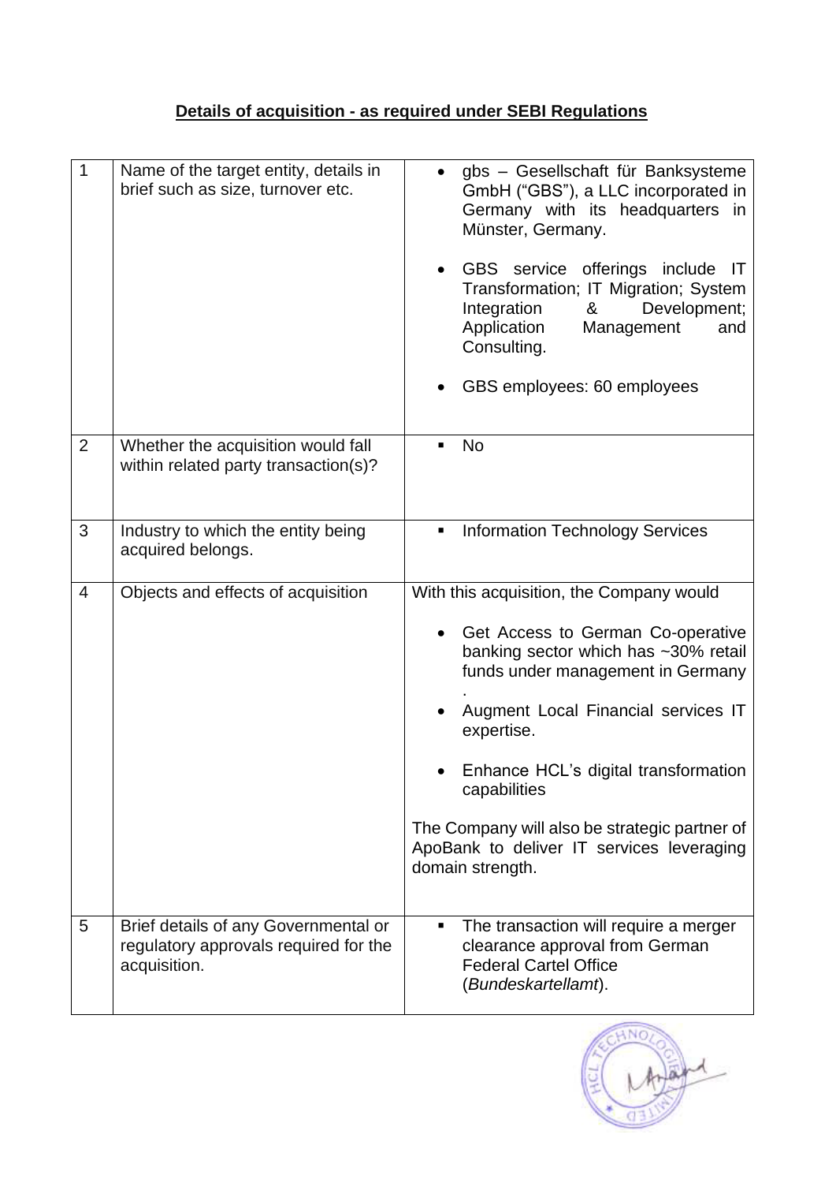**Details of acquisition - as required under SEBI Regulations**

| | | |
|---|---|---|
| 1 | Name of the target entity, details in brief such as size, turnover etc. | • gbs – Gesellschaft für Banksysteme GmbH ("GBS"), a LLC incorporated in Germany with its headquarters in Münster, Germany.<br><br>• GBS service offerings include IT Transformation; IT Migration; System Integration & Development; Application Management and Consulting.<br><br>• GBS employees: 60 employees |
| 2 | Whether the acquisition would fall within related party transaction(s)? | ▪ No |
| 3 | Industry to which the entity being acquired belongs. | ▪ Information Technology Services |
| 4 | Objects and effects of acquisition | With this acquisition, the Company would<br><br>• Get Access to German Co-operative banking sector which has ~30% retail funds under management in Germany .<br><br>• Augment Local Financial services IT expertise.<br><br>• Enhance HCL's digital transformation capabilities<br><br>The Company will also be strategic partner of ApoBank to deliver IT services leveraging domain strength. |
| 5 | Brief details of any Governmental or regulatory approvals required for the acquisition. | ▪ The transaction will require a merger clearance approval from German Federal Cartel Office (*Bundeskartellamt*). |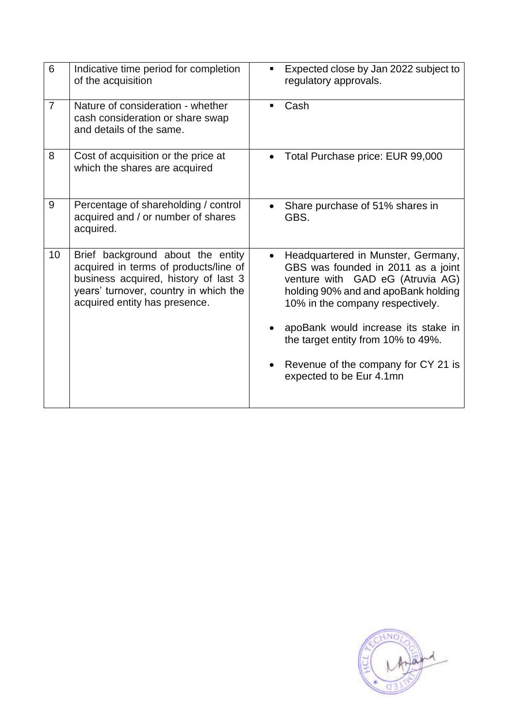| | | |
|---|---|---|
| 6 | Indicative time period for completion of the acquisition | ▪ Expected close by Jan 2022 subject to regulatory approvals. |
| 7 | Nature of consideration - whether cash consideration or share swap and details of the same. | ▪ Cash |
| 8 | Cost of acquisition or the price at which the shares are acquired | • Total Purchase price: EUR 99,000 |
| 9 | Percentage of shareholding / control acquired and / or number of shares acquired. | • Share purchase of 51% shares in GBS. |
| 10 | Brief background about the entity acquired in terms of products/line of business acquired, history of last 3 years' turnover, country in which the acquired entity has presence. | • Headquartered in Munster, Germany, GBS was founded in 2011 as a joint venture with GAD eG (Atruvia AG) holding 90% and and apoBank holding 10% in the company respectively.<br><br>• apoBank would increase its stake in the target entity from 10% to 49%.<br><br>• Revenue of the company for CY 21 is expected to be Eur 4.1mn |